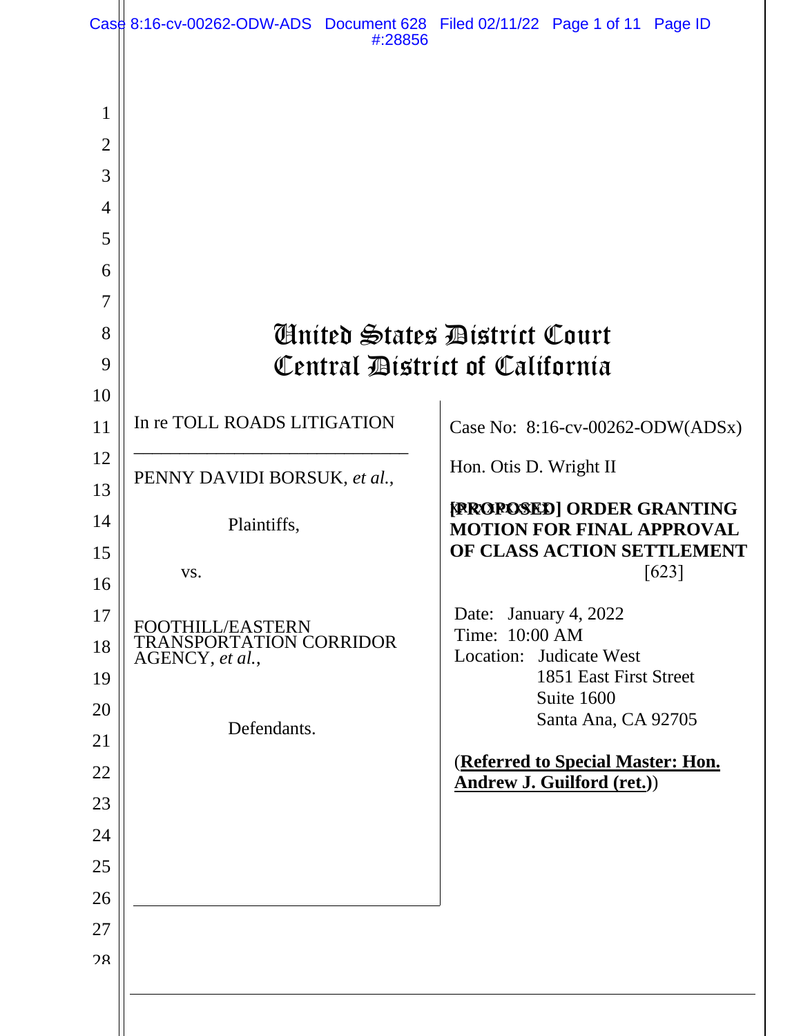# United States District Court
# Central District of California

| In re TOLL ROADS LITIGATION | Case No: 8:16-cv-00262-ODW(ADSx) |
|---|---|
| PENNY DAVIDI BORSUK, *et al.*, | Hon. Otis D. Wright II |
| Plaintiffs, | **[PROPOSED] ORDER GRANTING MOTION FOR FINAL APPROVAL OF CLASS ACTION SETTLEMENT** [623] |
| vs. | Date: January 4, 2022<br>Time: 10:00 AM<br>Location: Judicate West<br>1851 East First Street<br>Suite 1600<br>Santa Ana, CA 92705 |
| FOOTHILL/EASTERN TRANSPORTATION CORRIDOR AGENCY, *et al.*, | |
| Defendants. | (**Referred to Special Master: Hon. Andrew J. Guilford (ret.)**) |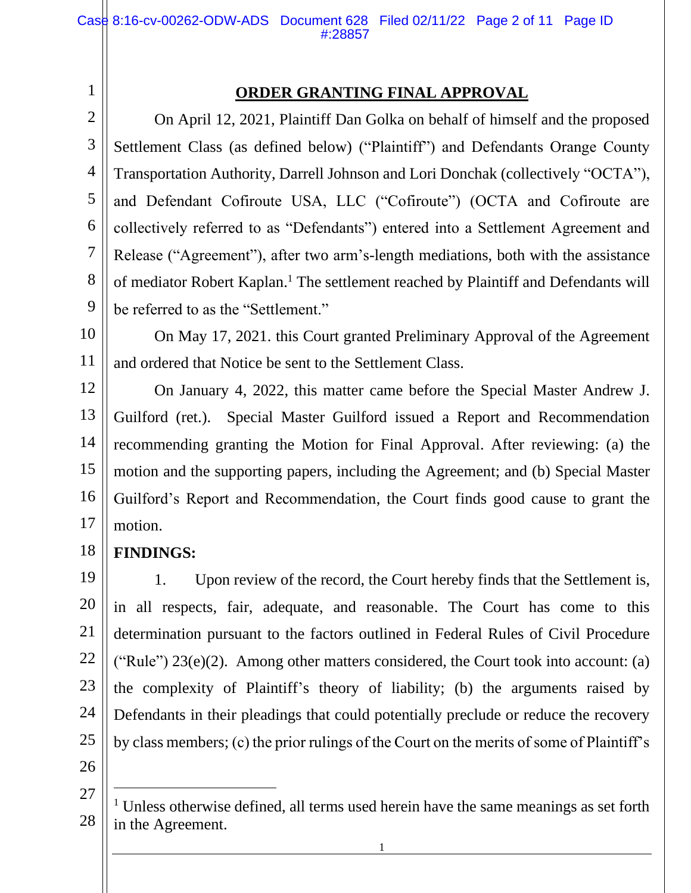## ORDER GRANTING FINAL APPROVAL

On April 12, 2021, Plaintiff Dan Golka on behalf of himself and the proposed Settlement Class (as defined below) ("Plaintiff") and Defendants Orange County Transportation Authority, Darrell Johnson and Lori Donchak (collectively "OCTA"), and Defendant Cofiroute USA, LLC ("Cofiroute") (OCTA and Cofiroute are collectively referred to as "Defendants") entered into a Settlement Agreement and Release ("Agreement"), after two arm's-length mediations, both with the assistance of mediator Robert Kaplan.[1] The settlement reached by Plaintiff and Defendants will be referred to as the "Settlement."

On May 17, 2021. this Court granted Preliminary Approval of the Agreement and ordered that Notice be sent to the Settlement Class.

On January 4, 2022, this matter came before the Special Master Andrew J. Guilford (ret.). Special Master Guilford issued a Report and Recommendation recommending granting the Motion for Final Approval. After reviewing: (a) the motion and the supporting papers, including the Agreement; and (b) Special Master Guilford's Report and Recommendation, the Court finds good cause to grant the motion.

**FINDINGS:**

1. Upon review of the record, the Court hereby finds that the Settlement is, in all respects, fair, adequate, and reasonable. The Court has come to this determination pursuant to the factors outlined in Federal Rules of Civil Procedure ("Rule") 23(e)(2). Among other matters considered, the Court took into account: (a) the complexity of Plaintiff's theory of liability; (b) the arguments raised by Defendants in their pleadings that could potentially preclude or reduce the recovery by class members; (c) the prior rulings of the Court on the merits of some of Plaintiff's

[1] Unless otherwise defined, all terms used herein have the same meanings as set forth in the Agreement.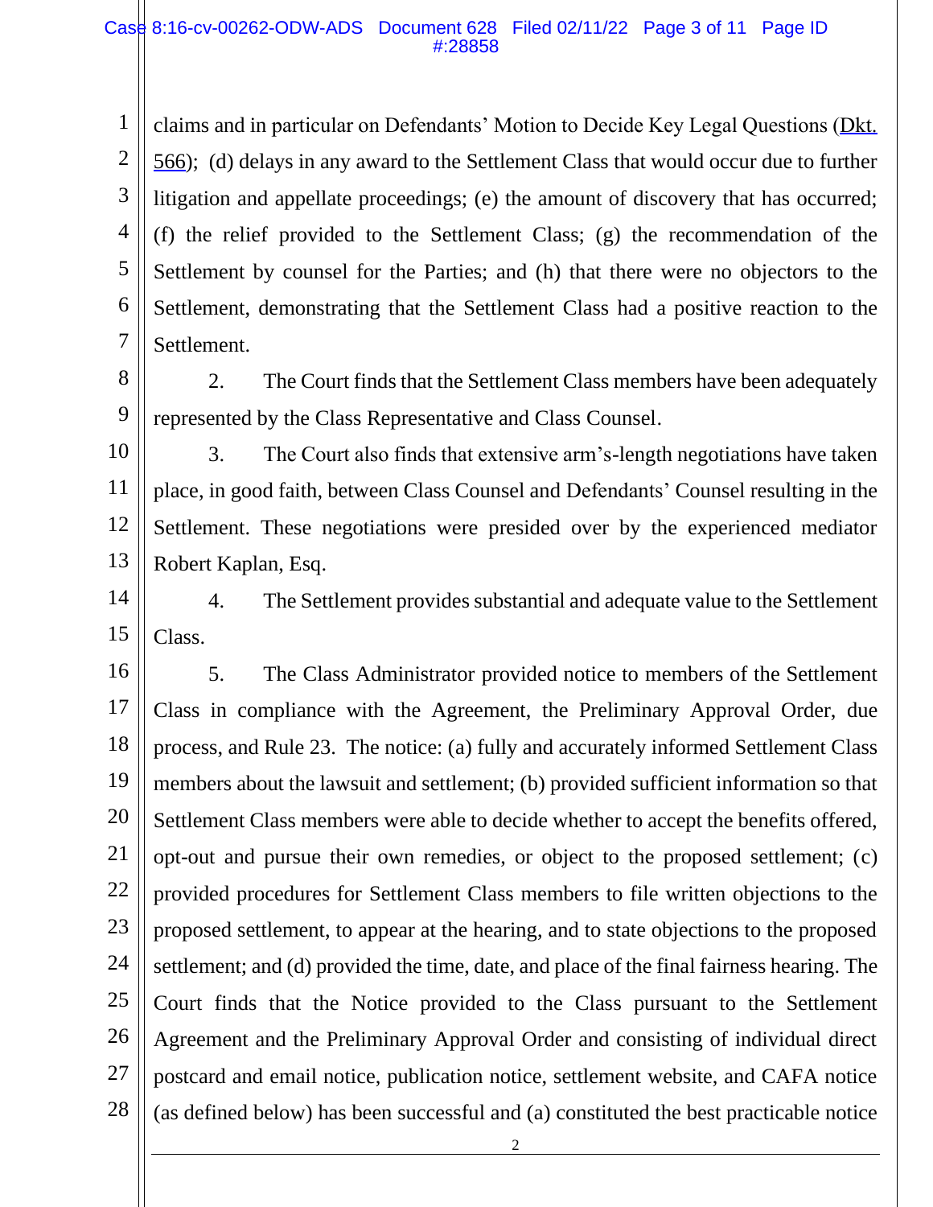claims and in particular on Defendants' Motion to Decide Key Legal Questions (Dkt. 566); (d) delays in any award to the Settlement Class that would occur due to further litigation and appellate proceedings; (e) the amount of discovery that has occurred; (f) the relief provided to the Settlement Class; (g) the recommendation of the Settlement by counsel for the Parties; and (h) that there were no objectors to the Settlement, demonstrating that the Settlement Class had a positive reaction to the Settlement.

2. The Court finds that the Settlement Class members have been adequately represented by the Class Representative and Class Counsel.

3. The Court also finds that extensive arm's-length negotiations have taken place, in good faith, between Class Counsel and Defendants' Counsel resulting in the Settlement. These negotiations were presided over by the experienced mediator Robert Kaplan, Esq.

4. The Settlement provides substantial and adequate value to the Settlement Class.

5. The Class Administrator provided notice to members of the Settlement Class in compliance with the Agreement, the Preliminary Approval Order, due process, and Rule 23. The notice: (a) fully and accurately informed Settlement Class members about the lawsuit and settlement; (b) provided sufficient information so that Settlement Class members were able to decide whether to accept the benefits offered, opt-out and pursue their own remedies, or object to the proposed settlement; (c) provided procedures for Settlement Class members to file written objections to the proposed settlement, to appear at the hearing, and to state objections to the proposed settlement; and (d) provided the time, date, and place of the final fairness hearing. The Court finds that the Notice provided to the Class pursuant to the Settlement Agreement and the Preliminary Approval Order and consisting of individual direct postcard and email notice, publication notice, settlement website, and CAFA notice (as defined below) has been successful and (a) constituted the best practicable notice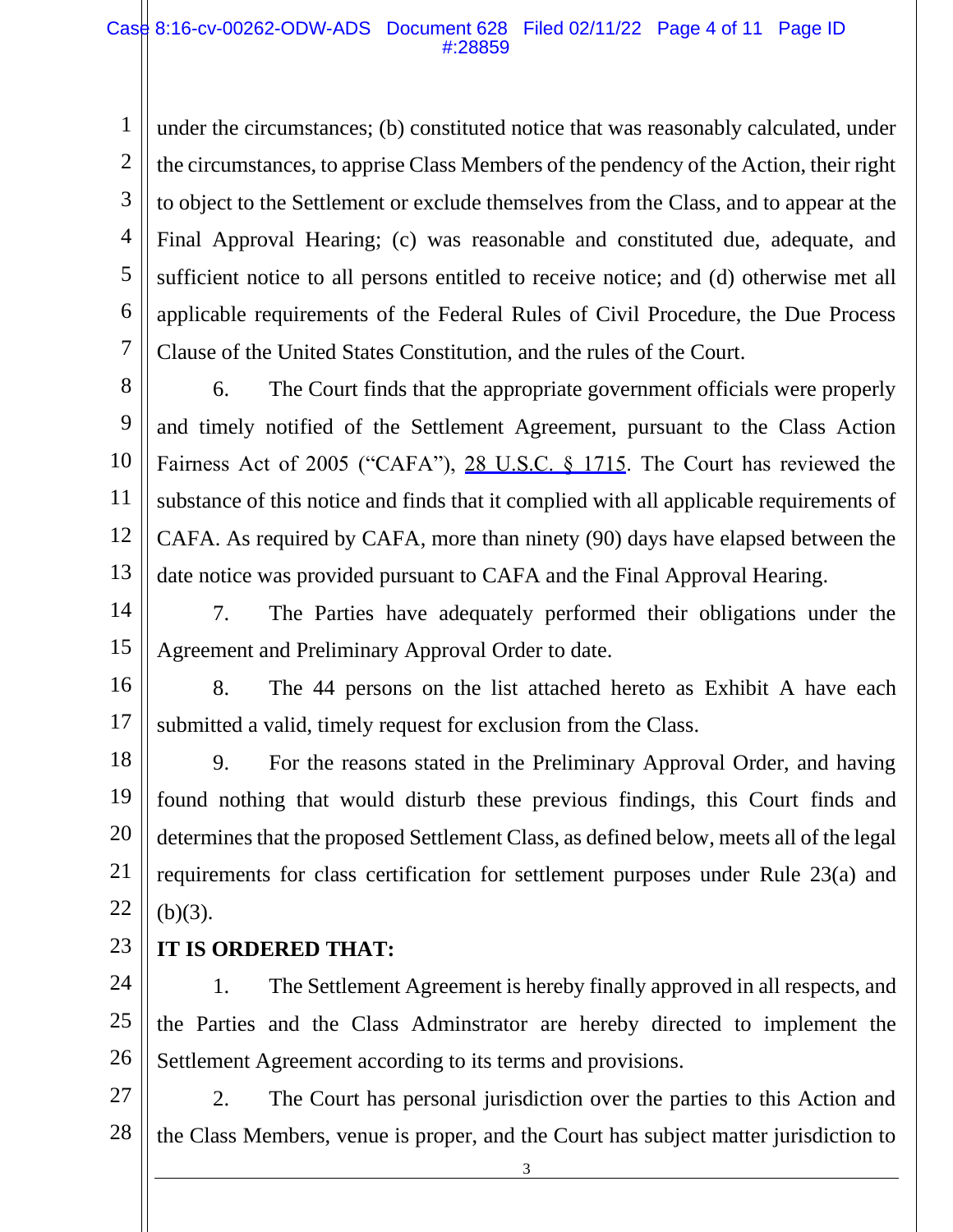under the circumstances; (b) constituted notice that was reasonably calculated, under the circumstances, to apprise Class Members of the pendency of the Action, their right to object to the Settlement or exclude themselves from the Class, and to appear at the Final Approval Hearing; (c) was reasonable and constituted due, adequate, and sufficient notice to all persons entitled to receive notice; and (d) otherwise met all applicable requirements of the Federal Rules of Civil Procedure, the Due Process Clause of the United States Constitution, and the rules of the Court.

6. The Court finds that the appropriate government officials were properly and timely notified of the Settlement Agreement, pursuant to the Class Action Fairness Act of 2005 ("CAFA"), 28 U.S.C. § 1715. The Court has reviewed the substance of this notice and finds that it complied with all applicable requirements of CAFA. As required by CAFA, more than ninety (90) days have elapsed between the date notice was provided pursuant to CAFA and the Final Approval Hearing.

7. The Parties have adequately performed their obligations under the Agreement and Preliminary Approval Order to date.

8. The 44 persons on the list attached hereto as Exhibit A have each submitted a valid, timely request for exclusion from the Class.

9. For the reasons stated in the Preliminary Approval Order, and having found nothing that would disturb these previous findings, this Court finds and determines that the proposed Settlement Class, as defined below, meets all of the legal requirements for class certification for settlement purposes under Rule 23(a) and (b)(3).

**IT IS ORDERED THAT:**

1. The Settlement Agreement is hereby finally approved in all respects, and the Parties and the Class Adminstrator are hereby directed to implement the Settlement Agreement according to its terms and provisions.

2. The Court has personal jurisdiction over the parties to this Action and the Class Members, venue is proper, and the Court has subject matter jurisdiction to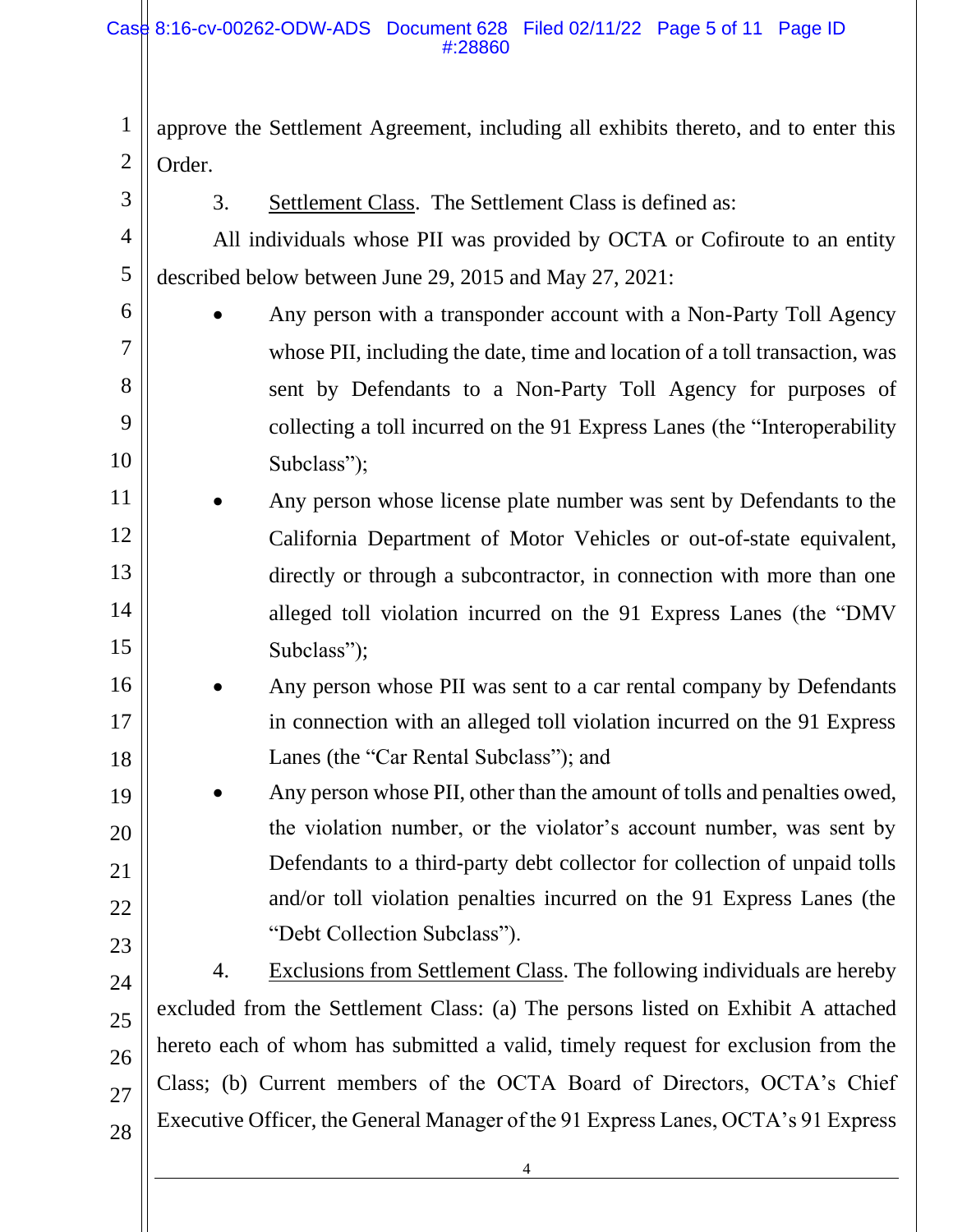approve the Settlement Agreement, including all exhibits thereto, and to enter this Order.

3. Settlement Class. The Settlement Class is defined as:

All individuals whose PII was provided by OCTA or Cofiroute to an entity described below between June 29, 2015 and May 27, 2021:

- Any person with a transponder account with a Non-Party Toll Agency whose PII, including the date, time and location of a toll transaction, was sent by Defendants to a Non-Party Toll Agency for purposes of collecting a toll incurred on the 91 Express Lanes (the "Interoperability Subclass");
- Any person whose license plate number was sent by Defendants to the California Department of Motor Vehicles or out-of-state equivalent, directly or through a subcontractor, in connection with more than one alleged toll violation incurred on the 91 Express Lanes (the "DMV Subclass");
- Any person whose PII was sent to a car rental company by Defendants in connection with an alleged toll violation incurred on the 91 Express Lanes (the "Car Rental Subclass"); and
- Any person whose PII, other than the amount of tolls and penalties owed, the violation number, or the violator's account number, was sent by Defendants to a third-party debt collector for collection of unpaid tolls and/or toll violation penalties incurred on the 91 Express Lanes (the "Debt Collection Subclass").

4. Exclusions from Settlement Class. The following individuals are hereby excluded from the Settlement Class: (a) The persons listed on Exhibit A attached hereto each of whom has submitted a valid, timely request for exclusion from the Class; (b) Current members of the OCTA Board of Directors, OCTA's Chief Executive Officer, the General Manager of the 91 Express Lanes, OCTA's 91 Express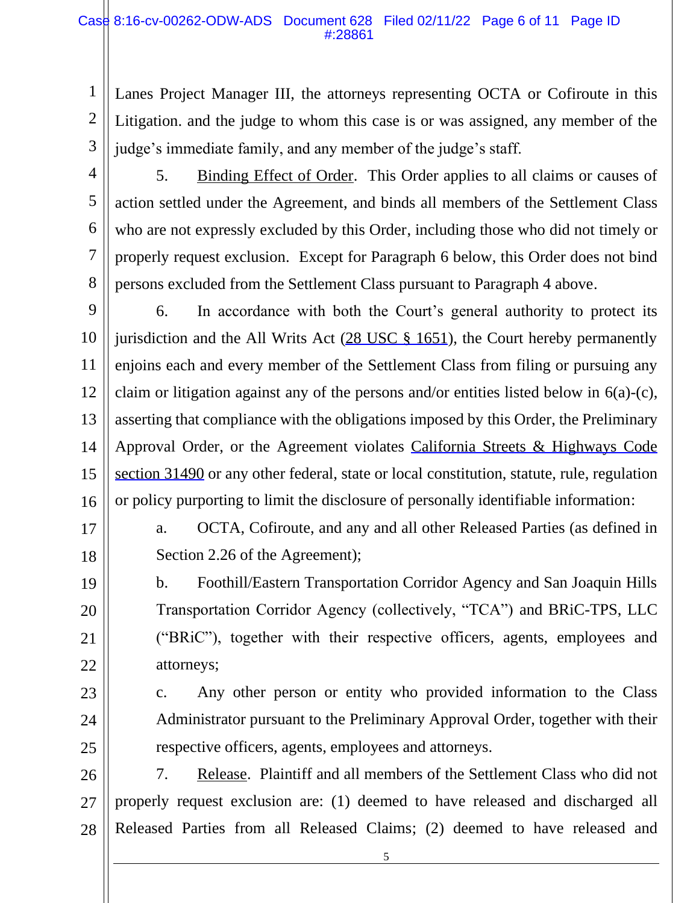Lanes Project Manager III, the attorneys representing OCTA or Cofiroute in this Litigation. and the judge to whom this case is or was assigned, any member of the judge's immediate family, and any member of the judge's staff.

5. Binding Effect of Order. This Order applies to all claims or causes of action settled under the Agreement, and binds all members of the Settlement Class who are not expressly excluded by this Order, including those who did not timely or properly request exclusion. Except for Paragraph 6 below, this Order does not bind persons excluded from the Settlement Class pursuant to Paragraph 4 above.

6. In accordance with both the Court's general authority to protect its jurisdiction and the All Writs Act (28 USC § 1651), the Court hereby permanently enjoins each and every member of the Settlement Class from filing or pursuing any claim or litigation against any of the persons and/or entities listed below in 6(a)-(c), asserting that compliance with the obligations imposed by this Order, the Preliminary Approval Order, or the Agreement violates California Streets & Highways Code section 31490 or any other federal, state or local constitution, statute, rule, regulation or policy purporting to limit the disclosure of personally identifiable information:

a. OCTA, Cofiroute, and any and all other Released Parties (as defined in Section 2.26 of the Agreement);

b. Foothill/Eastern Transportation Corridor Agency and San Joaquin Hills Transportation Corridor Agency (collectively, "TCA") and BRiC-TPS, LLC ("BRiC"), together with their respective officers, agents, employees and attorneys;

c. Any other person or entity who provided information to the Class Administrator pursuant to the Preliminary Approval Order, together with their respective officers, agents, employees and attorneys.

7. Release. Plaintiff and all members of the Settlement Class who did not properly request exclusion are: (1) deemed to have released and discharged all Released Parties from all Released Claims; (2) deemed to have released and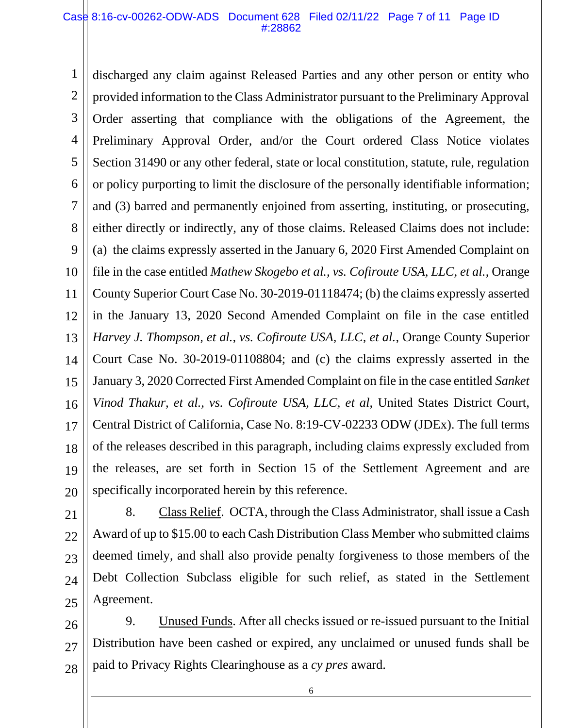discharged any claim against Released Parties and any other person or entity who provided information to the Class Administrator pursuant to the Preliminary Approval Order asserting that compliance with the obligations of the Agreement, the Preliminary Approval Order, and/or the Court ordered Class Notice violates Section 31490 or any other federal, state or local constitution, statute, rule, regulation or policy purporting to limit the disclosure of the personally identifiable information; and (3) barred and permanently enjoined from asserting, instituting, or prosecuting, either directly or indirectly, any of those claims. Released Claims does not include: (a) the claims expressly asserted in the January 6, 2020 First Amended Complaint on file in the case entitled *Mathew Skogebo et al., vs. Cofiroute USA, LLC, et al.*, Orange County Superior Court Case No. 30-2019-01118474; (b) the claims expressly asserted in the January 13, 2020 Second Amended Complaint on file in the case entitled *Harvey J. Thompson, et al., vs. Cofiroute USA, LLC, et al.*, Orange County Superior Court Case No. 30-2019-01108804; and (c) the claims expressly asserted in the January 3, 2020 Corrected First Amended Complaint on file in the case entitled *Sanket Vinod Thakur, et al., vs. Cofiroute USA, LLC, et al*, United States District Court, Central District of California, Case No. 8:19-CV-02233 ODW (JDEx). The full terms of the releases described in this paragraph, including claims expressly excluded from the releases, are set forth in Section 15 of the Settlement Agreement and are specifically incorporated herein by this reference.

8. Class Relief. OCTA, through the Class Administrator, shall issue a Cash Award of up to $15.00 to each Cash Distribution Class Member who submitted claims deemed timely, and shall also provide penalty forgiveness to those members of the Debt Collection Subclass eligible for such relief, as stated in the Settlement Agreement.

9. Unused Funds. After all checks issued or re-issued pursuant to the Initial Distribution have been cashed or expired, any unclaimed or unused funds shall be paid to Privacy Rights Clearinghouse as a *cy pres* award.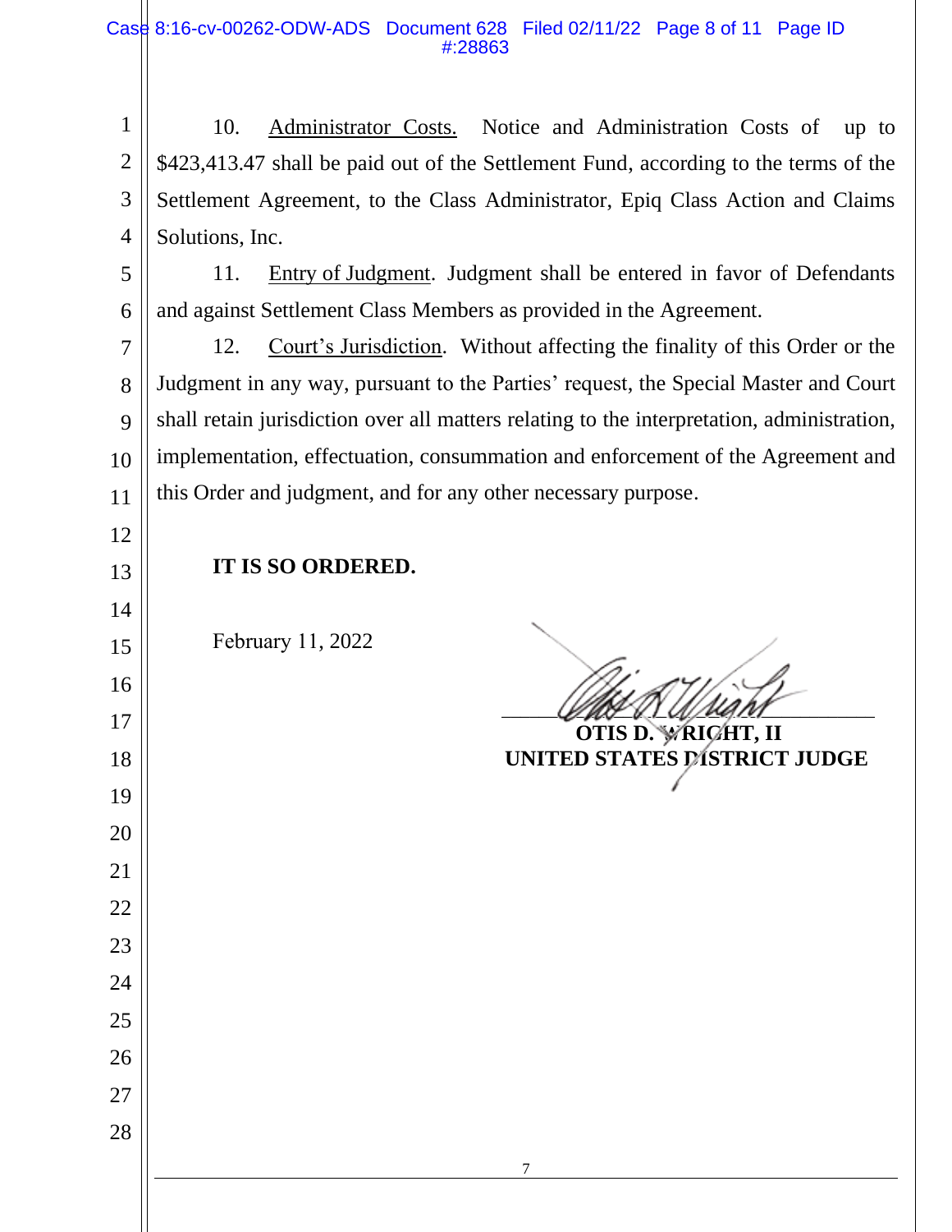10. Administrator Costs. Notice and Administration Costs of up to $423,413.47 shall be paid out of the Settlement Fund, according to the terms of the Settlement Agreement, to the Class Administrator, Epiq Class Action and Claims Solutions, Inc.

11. Entry of Judgment. Judgment shall be entered in favor of Defendants and against Settlement Class Members as provided in the Agreement.

12. Court's Jurisdiction. Without affecting the finality of this Order or the Judgment in any way, pursuant to the Parties' request, the Special Master and Court shall retain jurisdiction over all matters relating to the interpretation, administration, implementation, effectuation, consummation and enforcement of the Agreement and this Order and judgment, and for any other necessary purpose.

**IT IS SO ORDERED.**

February 11, 2022

**OTIS D. WRIGHT, II**
**UNITED STATES DISTRICT JUDGE**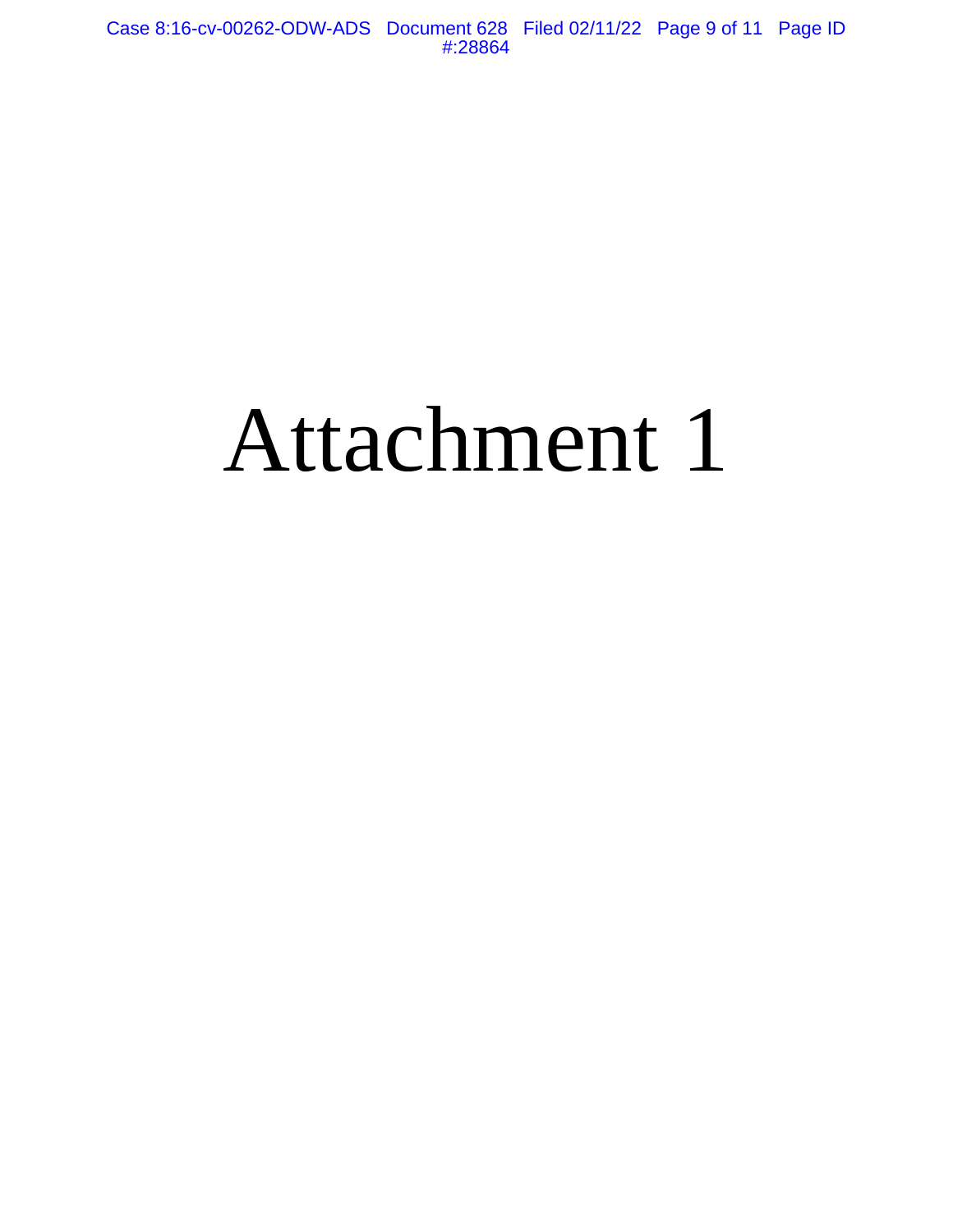# Attachment 1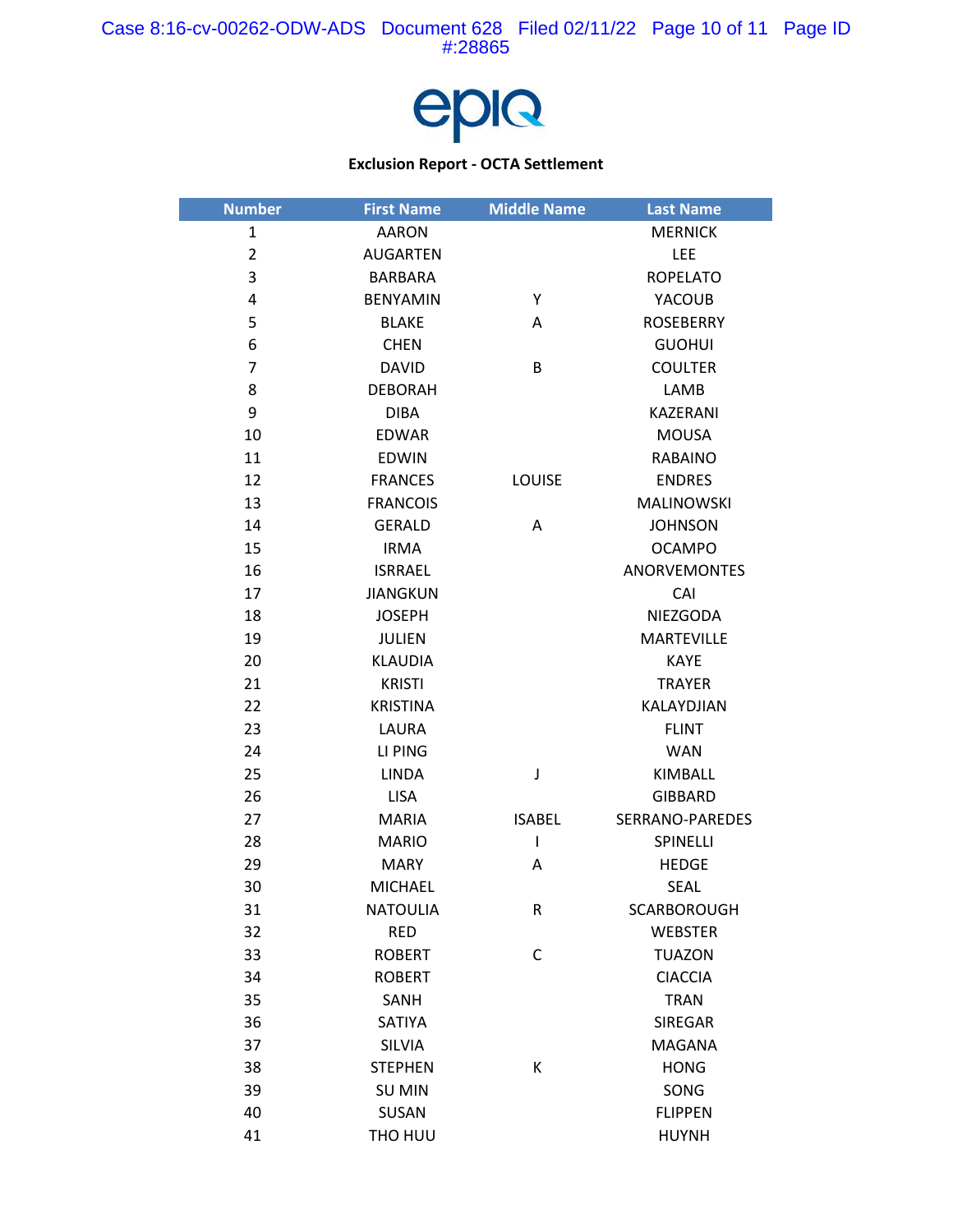epiq

**Exclusion Report - OCTA Settlement**

| Number | First Name | Middle Name | Last Name |
|---|---|---|---|
| 1 | AARON | | MERNICK |
| 2 | AUGARTEN | | LEE |
| 3 | BARBARA | | ROPELATO |
| 4 | BENYAMIN | Y | YACOUB |
| 5 | BLAKE | A | ROSEBERRY |
| 6 | CHEN | | GUOHUI |
| 7 | DAVID | B | COULTER |
| 8 | DEBORAH | | LAMB |
| 9 | DIBA | | KAZERANI |
| 10 | EDWAR | | MOUSA |
| 11 | EDWIN | | RABAINO |
| 12 | FRANCES | LOUISE | ENDRES |
| 13 | FRANCOIS | | MALINOWSKI |
| 14 | GERALD | A | JOHNSON |
| 15 | IRMA | | OCAMPO |
| 16 | ISRRAEL | | ANORVEMONTES |
| 17 | JIANGKUN | | CAI |
| 18 | JOSEPH | | NIEZGODA |
| 19 | JULIEN | | MARTEVILLE |
| 20 | KLAUDIA | | KAYE |
| 21 | KRISTI | | TRAYER |
| 22 | KRISTINA | | KALAYDJIAN |
| 23 | LAURA | | FLINT |
| 24 | LI PING | | WAN |
| 25 | LINDA | J | KIMBALL |
| 26 | LISA | | GIBBARD |
| 27 | MARIA | ISABEL | SERRANO-PAREDES |
| 28 | MARIO | I | SPINELLI |
| 29 | MARY | A | HEDGE |
| 30 | MICHAEL | | SEAL |
| 31 | NATOULIA | R | SCARBOROUGH |
| 32 | RED | | WEBSTER |
| 33 | ROBERT | C | TUAZON |
| 34 | ROBERT | | CIACCIA |
| 35 | SANH | | TRAN |
| 36 | SATIYA | | SIREGAR |
| 37 | SILVIA | | MAGANA |
| 38 | STEPHEN | K | HONG |
| 39 | SU MIN | | SONG |
| 40 | SUSAN | | FLIPPEN |
| 41 | THO HUU | | HUYNH |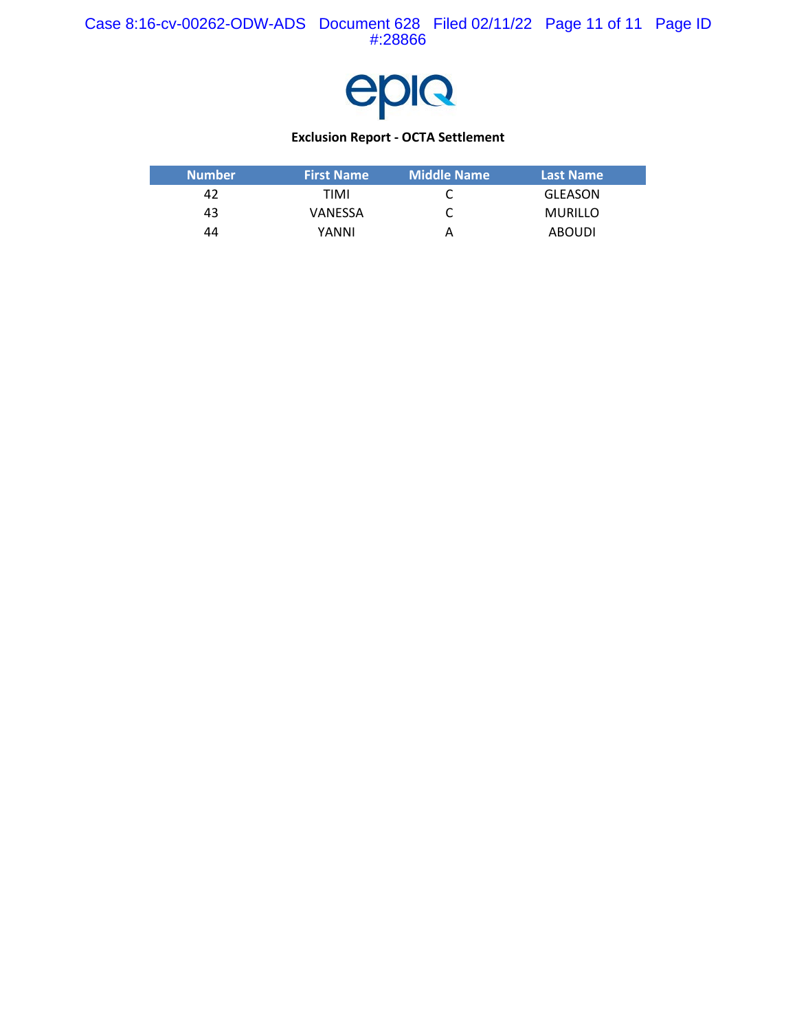epiq

**Exclusion Report - OCTA Settlement**

| Number | First Name | Middle Name | Last Name |
|---|---|---|---|
| 42 | TIMI | C | GLEASON |
| 43 | VANESSA | C | MURILLO |
| 44 | YANNI | A | ABOUDI |